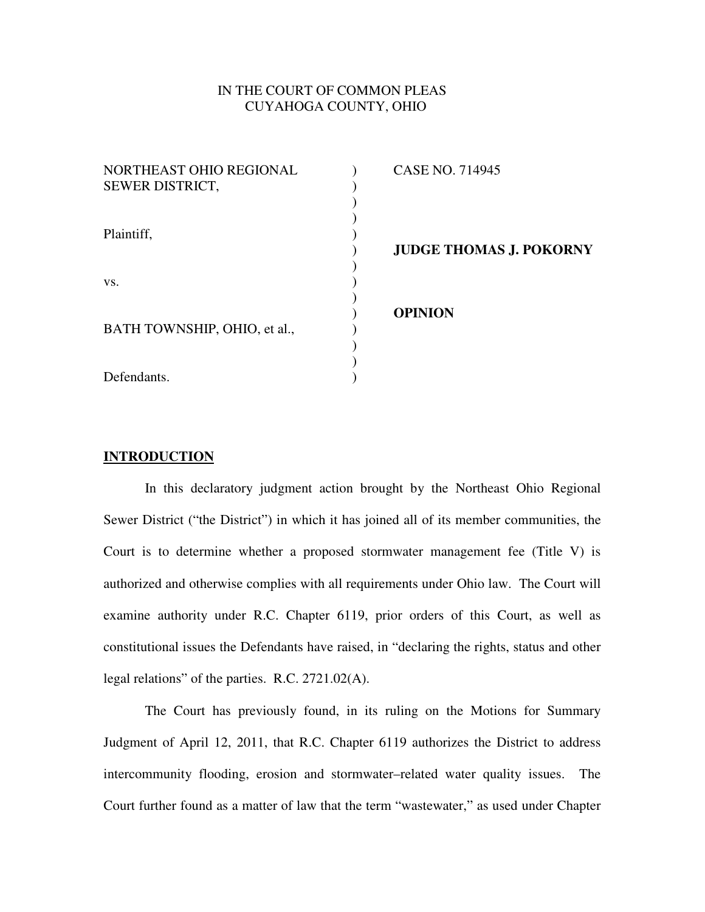IN THE COURT OF COMMON PLEAS
CUYAHOGA COUNTY, OHIO

| | | |
|---|---|---|
| NORTHEAST OHIO REGIONAL SEWER DISTRICT, | ) | CASE NO. 714945 |
| Plaintiff, | ) | **JUDGE THOMAS J. POKORNY** |
| vs. | ) | **OPINION** |
| BATH TOWNSHIP, OHIO, et al., | ) | |
| Defendants. | ) | |

## INTRODUCTION

In this declaratory judgment action brought by the Northeast Ohio Regional Sewer District ("the District") in which it has joined all of its member communities, the Court is to determine whether a proposed stormwater management fee (Title V) is authorized and otherwise complies with all requirements under Ohio law. The Court will examine authority under R.C. Chapter 6119, prior orders of this Court, as well as constitutional issues the Defendants have raised, in "declaring the rights, status and other legal relations" of the parties. R.C. 2721.02(A).

The Court has previously found, in its ruling on the Motions for Summary Judgment of April 12, 2011, that R.C. Chapter 6119 authorizes the District to address intercommunity flooding, erosion and stormwater–related water quality issues. The Court further found as a matter of law that the term "wastewater," as used under Chapter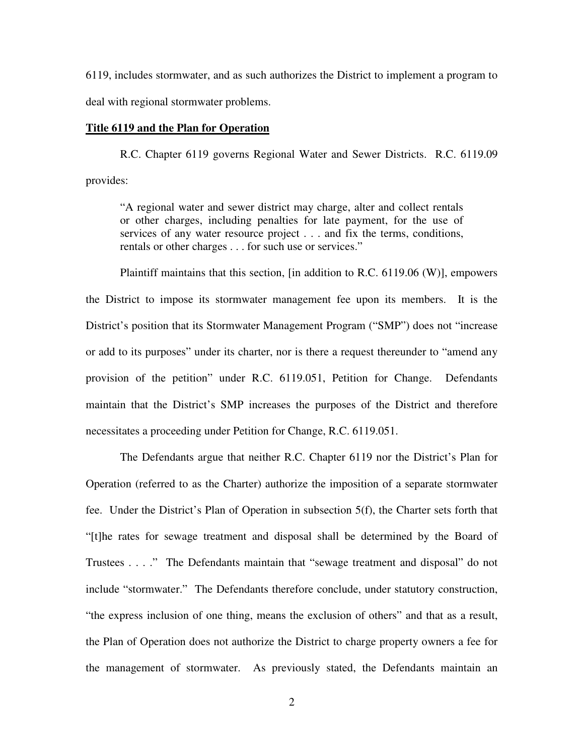6119, includes stormwater, and as such authorizes the District to implement a program to deal with regional stormwater problems.

**<u>Title 6119 and the Plan for Operation</u>**

R.C. Chapter 6119 governs Regional Water and Sewer Districts. R.C. 6119.09 provides:

> "A regional water and sewer district may charge, alter and collect rentals or other charges, including penalties for late payment, for the use of services of any water resource project . . . and fix the terms, conditions, rentals or other charges . . . for such use or services."

Plaintiff maintains that this section, [in addition to R.C. 6119.06 (W)], empowers the District to impose its stormwater management fee upon its members. It is the District's position that its Stormwater Management Program ("SMP") does not "increase or add to its purposes" under its charter, nor is there a request thereunder to "amend any provision of the petition" under R.C. 6119.051, Petition for Change. Defendants maintain that the District's SMP increases the purposes of the District and therefore necessitates a proceeding under Petition for Change, R.C. 6119.051.

The Defendants argue that neither R.C. Chapter 6119 nor the District's Plan for Operation (referred to as the Charter) authorize the imposition of a separate stormwater fee. Under the District's Plan of Operation in subsection 5(f), the Charter sets forth that "[t]he rates for sewage treatment and disposal shall be determined by the Board of Trustees . . . ." The Defendants maintain that "sewage treatment and disposal" do not include "stormwater." The Defendants therefore conclude, under statutory construction, "the express inclusion of one thing, means the exclusion of others" and that as a result, the Plan of Operation does not authorize the District to charge property owners a fee for the management of stormwater. As previously stated, the Defendants maintain an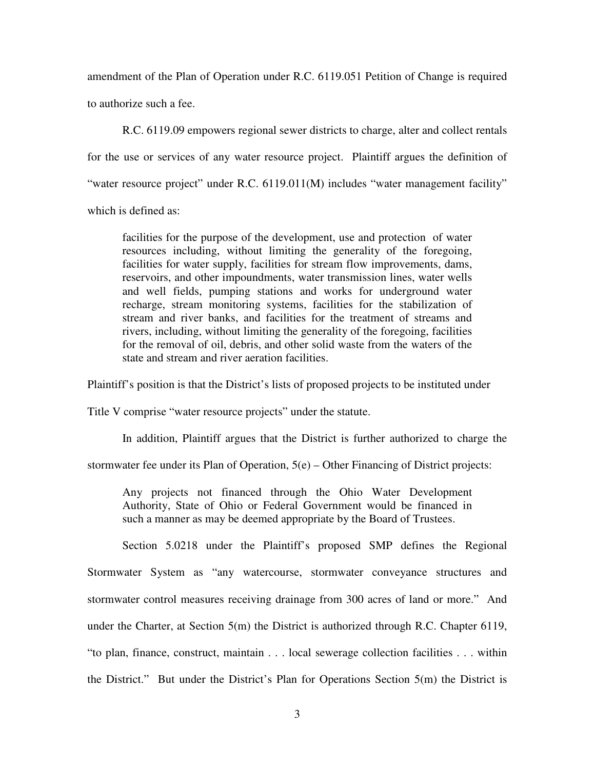amendment of the Plan of Operation under R.C. 6119.051 Petition of Change is required to authorize such a fee.

R.C. 6119.09 empowers regional sewer districts to charge, alter and collect rentals for the use or services of any water resource project. Plaintiff argues the definition of "water resource project" under R.C. 6119.011(M) includes "water management facility" which is defined as:

> facilities for the purpose of the development, use and protection of water resources including, without limiting the generality of the foregoing, facilities for water supply, facilities for stream flow improvements, dams, reservoirs, and other impoundments, water transmission lines, water wells and well fields, pumping stations and works for underground water recharge, stream monitoring systems, facilities for the stabilization of stream and river banks, and facilities for the treatment of streams and rivers, including, without limiting the generality of the foregoing, facilities for the removal of oil, debris, and other solid waste from the waters of the state and stream and river aeration facilities.

Plaintiff's position is that the District's lists of proposed projects to be instituted under Title V comprise "water resource projects" under the statute.

In addition, Plaintiff argues that the District is further authorized to charge the stormwater fee under its Plan of Operation, 5(e) – Other Financing of District projects:

> Any projects not financed through the Ohio Water Development Authority, State of Ohio or Federal Government would be financed in such a manner as may be deemed appropriate by the Board of Trustees.

Section 5.0218 under the Plaintiff's proposed SMP defines the Regional Stormwater System as "any watercourse, stormwater conveyance structures and stormwater control measures receiving drainage from 300 acres of land or more." And under the Charter, at Section 5(m) the District is authorized through R.C. Chapter 6119, "to plan, finance, construct, maintain . . . local sewerage collection facilities . . . within the District." But under the District's Plan for Operations Section 5(m) the District is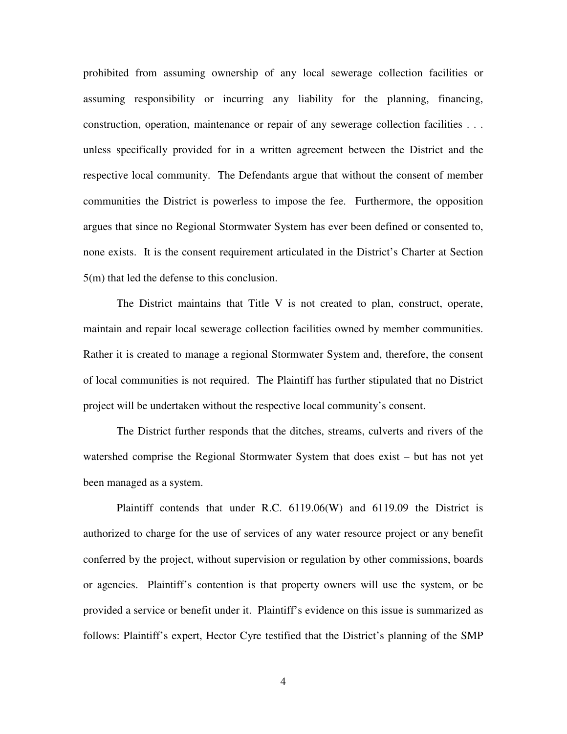prohibited from assuming ownership of any local sewerage collection facilities or assuming responsibility or incurring any liability for the planning, financing, construction, operation, maintenance or repair of any sewerage collection facilities . . . unless specifically provided for in a written agreement between the District and the respective local community. The Defendants argue that without the consent of member communities the District is powerless to impose the fee. Furthermore, the opposition argues that since no Regional Stormwater System has ever been defined or consented to, none exists. It is the consent requirement articulated in the District's Charter at Section 5(m) that led the defense to this conclusion.

The District maintains that Title V is not created to plan, construct, operate, maintain and repair local sewerage collection facilities owned by member communities. Rather it is created to manage a regional Stormwater System and, therefore, the consent of local communities is not required. The Plaintiff has further stipulated that no District project will be undertaken without the respective local community's consent.

The District further responds that the ditches, streams, culverts and rivers of the watershed comprise the Regional Stormwater System that does exist – but has not yet been managed as a system.

Plaintiff contends that under R.C. 6119.06(W) and 6119.09 the District is authorized to charge for the use of services of any water resource project or any benefit conferred by the project, without supervision or regulation by other commissions, boards or agencies. Plaintiff's contention is that property owners will use the system, or be provided a service or benefit under it. Plaintiff's evidence on this issue is summarized as follows: Plaintiff's expert, Hector Cyre testified that the District's planning of the SMP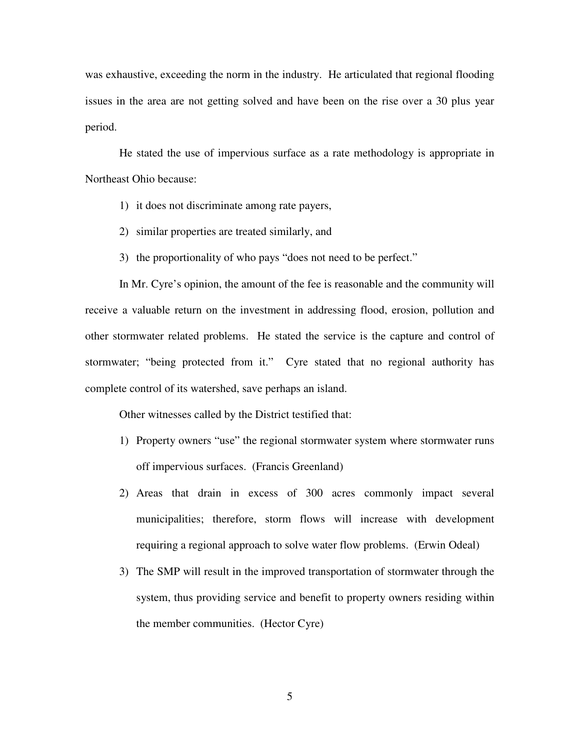was exhaustive, exceeding the norm in the industry. He articulated that regional flooding issues in the area are not getting solved and have been on the rise over a 30 plus year period.

He stated the use of impervious surface as a rate methodology is appropriate in Northeast Ohio because:

1) it does not discriminate among rate payers,
2) similar properties are treated similarly, and
3) the proportionality of who pays "does not need to be perfect."

In Mr. Cyre's opinion, the amount of the fee is reasonable and the community will receive a valuable return on the investment in addressing flood, erosion, pollution and other stormwater related problems. He stated the service is the capture and control of stormwater; "being protected from it." Cyre stated that no regional authority has complete control of its watershed, save perhaps an island.

Other witnesses called by the District testified that:

1) Property owners "use" the regional stormwater system where stormwater runs off impervious surfaces. (Francis Greenland)
2) Areas that drain in excess of 300 acres commonly impact several municipalities; therefore, storm flows will increase with development requiring a regional approach to solve water flow problems. (Erwin Odeal)
3) The SMP will result in the improved transportation of stormwater through the system, thus providing service and benefit to property owners residing within the member communities. (Hector Cyre)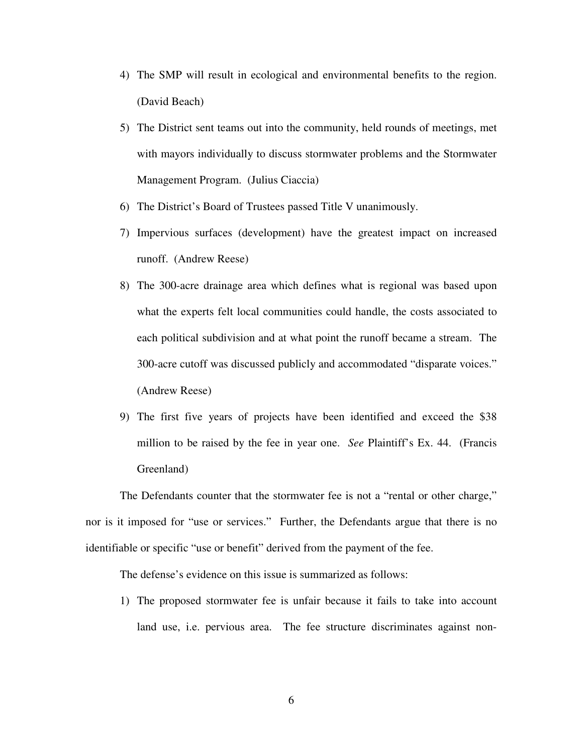4) The SMP will result in ecological and environmental benefits to the region. (David Beach)
5) The District sent teams out into the community, held rounds of meetings, met with mayors individually to discuss stormwater problems and the Stormwater Management Program. (Julius Ciaccia)
6) The District's Board of Trustees passed Title V unanimously.
7) Impervious surfaces (development) have the greatest impact on increased runoff. (Andrew Reese)
8) The 300-acre drainage area which defines what is regional was based upon what the experts felt local communities could handle, the costs associated to each political subdivision and at what point the runoff became a stream. The 300-acre cutoff was discussed publicly and accommodated "disparate voices." (Andrew Reese)
9) The first five years of projects have been identified and exceed the $38 million to be raised by the fee in year one. *See* Plaintiff's Ex. 44. (Francis Greenland)

The Defendants counter that the stormwater fee is not a "rental or other charge," nor is it imposed for "use or services." Further, the Defendants argue that there is no identifiable or specific "use or benefit" derived from the payment of the fee.

The defense's evidence on this issue is summarized as follows:

1) The proposed stormwater fee is unfair because it fails to take into account land use, i.e. pervious area. The fee structure discriminates against non-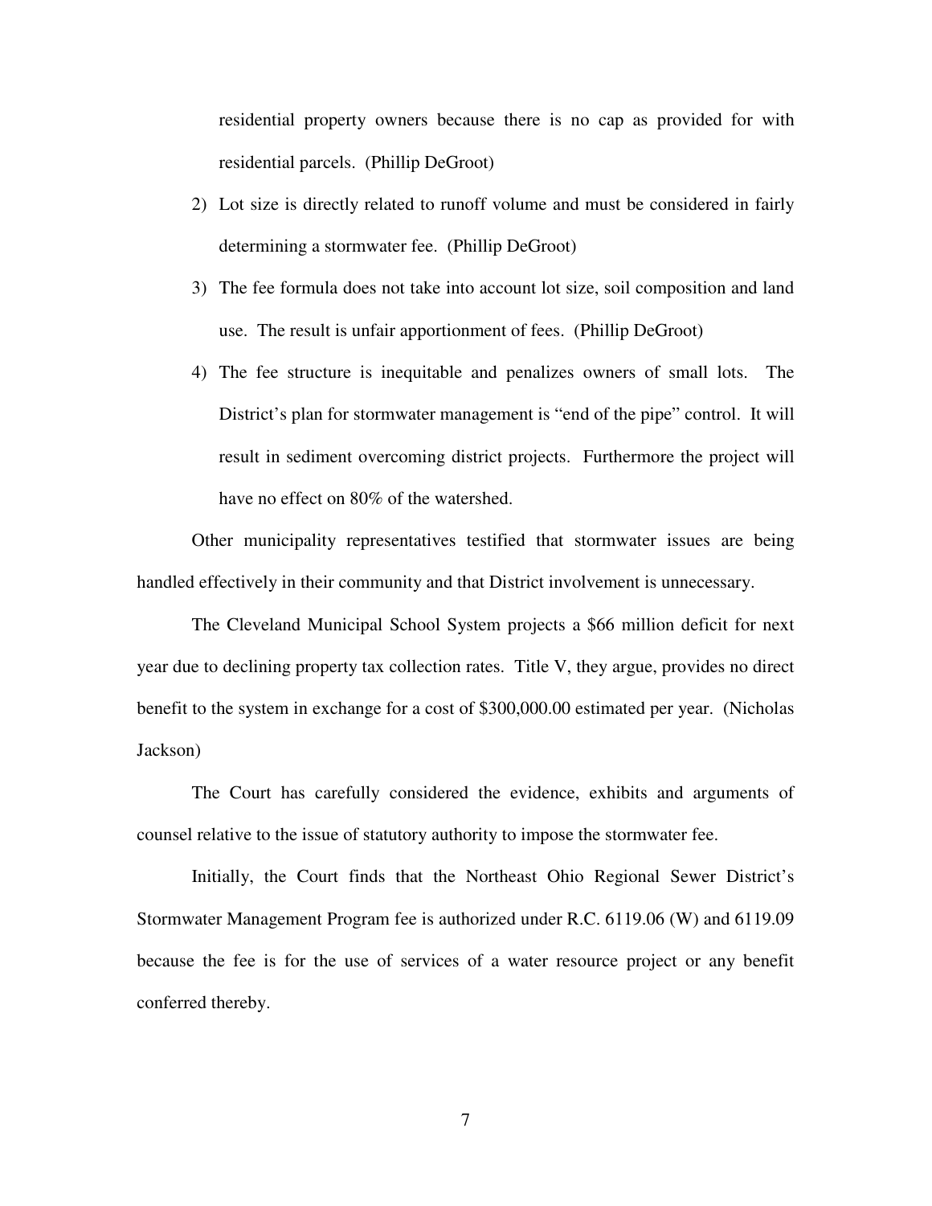residential property owners because there is no cap as provided for with residential parcels. (Phillip DeGroot)

2) Lot size is directly related to runoff volume and must be considered in fairly determining a stormwater fee. (Phillip DeGroot)

3) The fee formula does not take into account lot size, soil composition and land use. The result is unfair apportionment of fees. (Phillip DeGroot)

4) The fee structure is inequitable and penalizes owners of small lots. The District's plan for stormwater management is "end of the pipe" control. It will result in sediment overcoming district projects. Furthermore the project will have no effect on 80% of the watershed.

Other municipality representatives testified that stormwater issues are being handled effectively in their community and that District involvement is unnecessary.

The Cleveland Municipal School System projects a $66 million deficit for next year due to declining property tax collection rates. Title V, they argue, provides no direct benefit to the system in exchange for a cost of $300,000.00 estimated per year. (Nicholas Jackson)

The Court has carefully considered the evidence, exhibits and arguments of counsel relative to the issue of statutory authority to impose the stormwater fee.

Initially, the Court finds that the Northeast Ohio Regional Sewer District's Stormwater Management Program fee is authorized under R.C. 6119.06 (W) and 6119.09 because the fee is for the use of services of a water resource project or any benefit conferred thereby.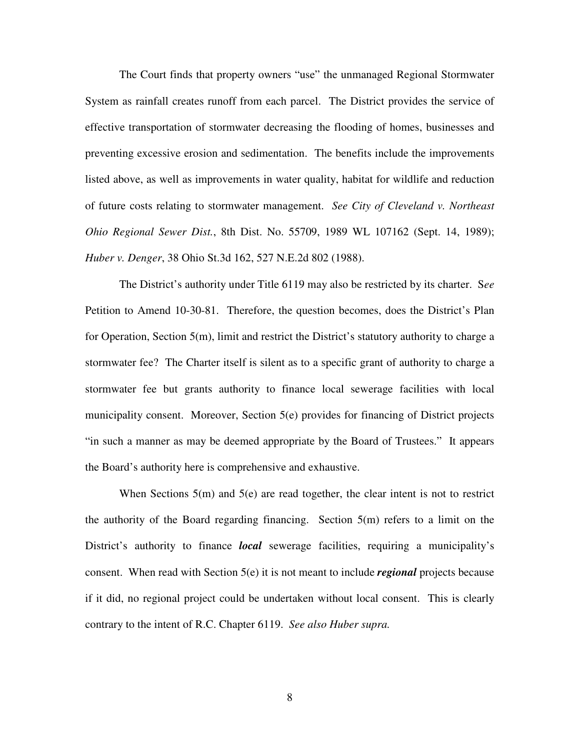The Court finds that property owners "use" the unmanaged Regional Stormwater System as rainfall creates runoff from each parcel. The District provides the service of effective transportation of stormwater decreasing the flooding of homes, businesses and preventing excessive erosion and sedimentation. The benefits include the improvements listed above, as well as improvements in water quality, habitat for wildlife and reduction of future costs relating to stormwater management. *See City of Cleveland v. Northeast Ohio Regional Sewer Dist.*, 8th Dist. No. 55709, 1989 WL 107162 (Sept. 14, 1989); *Huber v. Denger*, 38 Ohio St.3d 162, 527 N.E.2d 802 (1988).

The District's authority under Title 6119 may also be restricted by its charter. S*ee* Petition to Amend 10-30-81. Therefore, the question becomes, does the District's Plan for Operation, Section 5(m), limit and restrict the District's statutory authority to charge a stormwater fee? The Charter itself is silent as to a specific grant of authority to charge a stormwater fee but grants authority to finance local sewerage facilities with local municipality consent. Moreover, Section 5(e) provides for financing of District projects "in such a manner as may be deemed appropriate by the Board of Trustees." It appears the Board's authority here is comprehensive and exhaustive.

When Sections 5(m) and 5(e) are read together, the clear intent is not to restrict the authority of the Board regarding financing. Section 5(m) refers to a limit on the District's authority to finance ***local*** sewerage facilities, requiring a municipality's consent. When read with Section 5(e) it is not meant to include ***regional*** projects because if it did, no regional project could be undertaken without local consent. This is clearly contrary to the intent of R.C. Chapter 6119. *See also Huber supra.*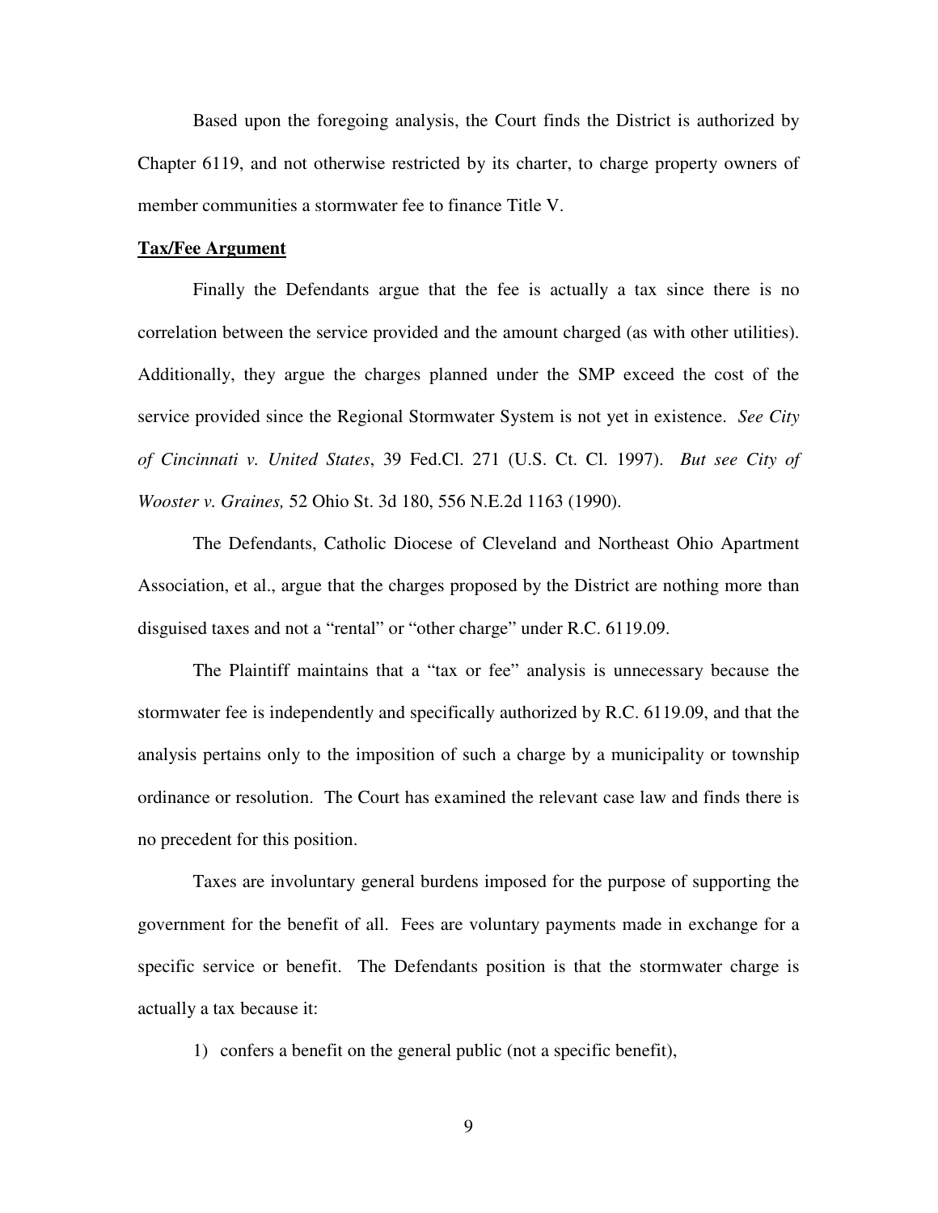Based upon the foregoing analysis, the Court finds the District is authorized by Chapter 6119, and not otherwise restricted by its charter, to charge property owners of member communities a stormwater fee to finance Title V.

**Tax/Fee Argument**

Finally the Defendants argue that the fee is actually a tax since there is no correlation between the service provided and the amount charged (as with other utilities). Additionally, they argue the charges planned under the SMP exceed the cost of the service provided since the Regional Stormwater System is not yet in existence. *See City of Cincinnati v. United States*, 39 Fed.Cl. 271 (U.S. Ct. Cl. 1997). *But see City of Wooster v. Graines,* 52 Ohio St. 3d 180, 556 N.E.2d 1163 (1990).

The Defendants, Catholic Diocese of Cleveland and Northeast Ohio Apartment Association, et al., argue that the charges proposed by the District are nothing more than disguised taxes and not a "rental" or "other charge" under R.C. 6119.09.

The Plaintiff maintains that a "tax or fee" analysis is unnecessary because the stormwater fee is independently and specifically authorized by R.C. 6119.09, and that the analysis pertains only to the imposition of such a charge by a municipality or township ordinance or resolution. The Court has examined the relevant case law and finds there is no precedent for this position.

Taxes are involuntary general burdens imposed for the purpose of supporting the government for the benefit of all. Fees are voluntary payments made in exchange for a specific service or benefit. The Defendants position is that the stormwater charge is actually a tax because it:

1) confers a benefit on the general public (not a specific benefit),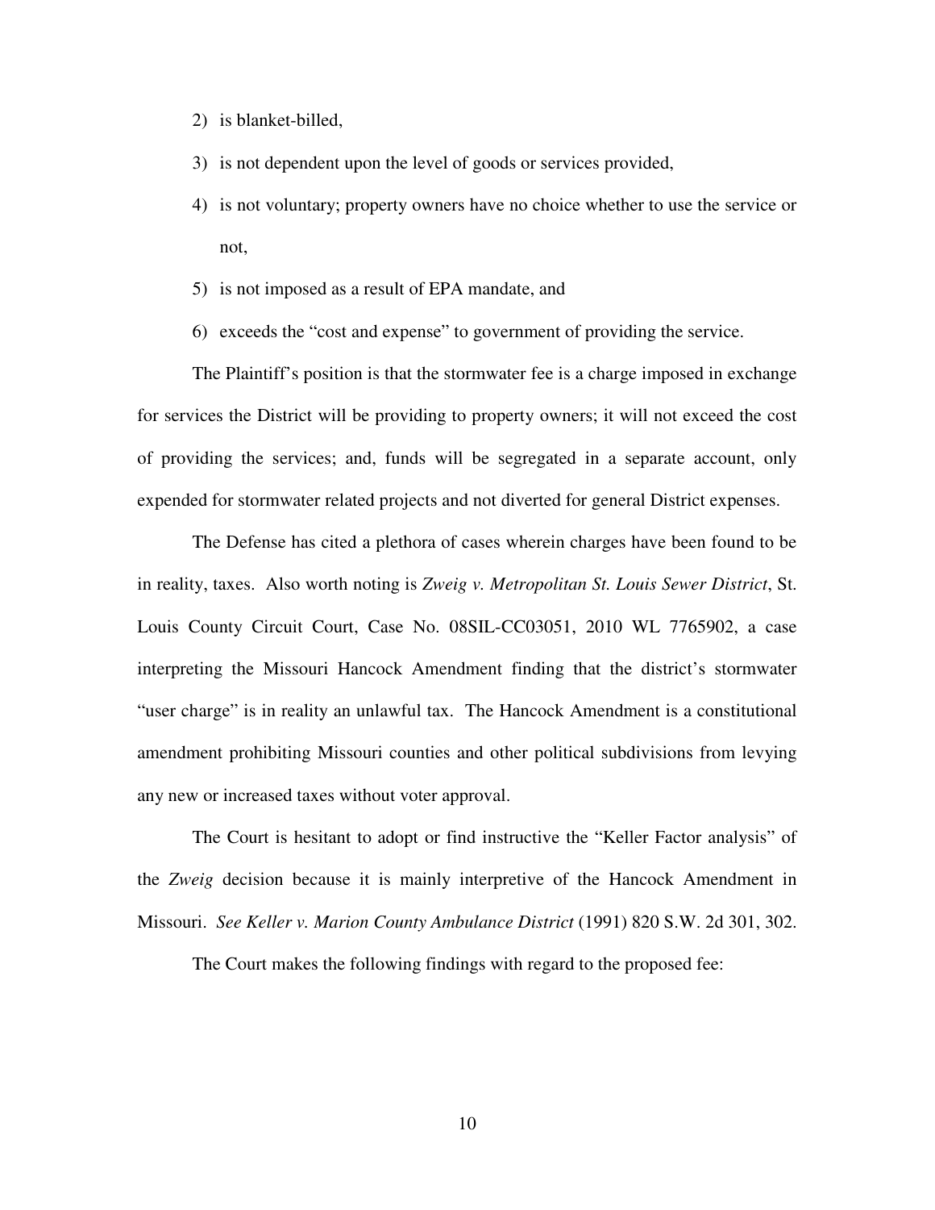2) is blanket-billed,
3) is not dependent upon the level of goods or services provided,
4) is not voluntary; property owners have no choice whether to use the service or not,
5) is not imposed as a result of EPA mandate, and
6) exceeds the "cost and expense" to government of providing the service.

The Plaintiff's position is that the stormwater fee is a charge imposed in exchange for services the District will be providing to property owners; it will not exceed the cost of providing the services; and, funds will be segregated in a separate account, only expended for stormwater related projects and not diverted for general District expenses.

The Defense has cited a plethora of cases wherein charges have been found to be in reality, taxes. Also worth noting is *Zweig v. Metropolitan St. Louis Sewer District*, St. Louis County Circuit Court, Case No. 08SIL-CC03051, 2010 WL 7765902, a case interpreting the Missouri Hancock Amendment finding that the district's stormwater "user charge" is in reality an unlawful tax. The Hancock Amendment is a constitutional amendment prohibiting Missouri counties and other political subdivisions from levying any new or increased taxes without voter approval.

The Court is hesitant to adopt or find instructive the "Keller Factor analysis" of the *Zweig* decision because it is mainly interpretive of the Hancock Amendment in Missouri. *See Keller v. Marion County Ambulance District* (1991) 820 S.W. 2d 301, 302.

The Court makes the following findings with regard to the proposed fee: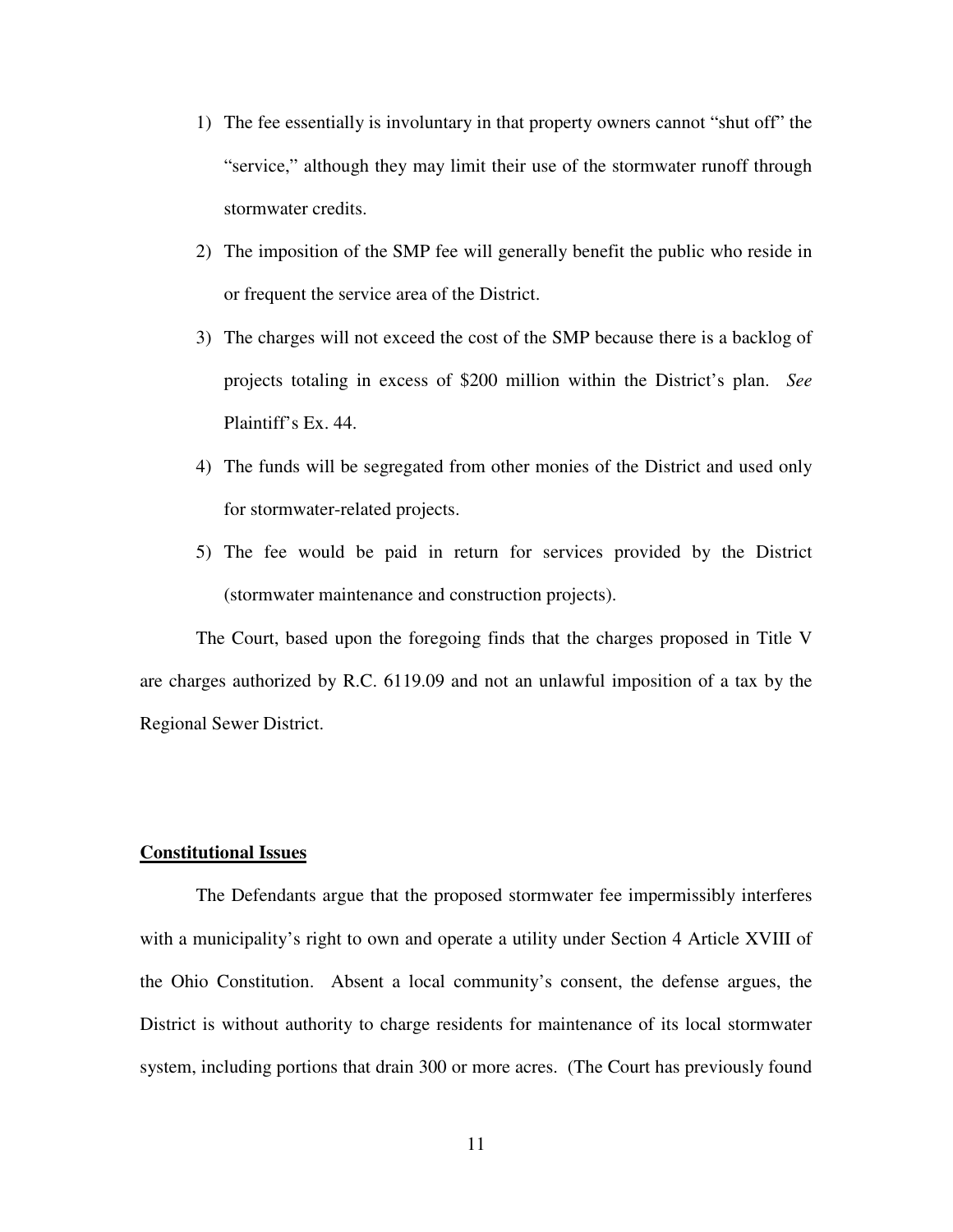1) The fee essentially is involuntary in that property owners cannot "shut off" the "service," although they may limit their use of the stormwater runoff through stormwater credits.

2) The imposition of the SMP fee will generally benefit the public who reside in or frequent the service area of the District.

3) The charges will not exceed the cost of the SMP because there is a backlog of projects totaling in excess of $200 million within the District's plan. *See* Plaintiff's Ex. 44.

4) The funds will be segregated from other monies of the District and used only for stormwater-related projects.

5) The fee would be paid in return for services provided by the District (stormwater maintenance and construction projects).

The Court, based upon the foregoing finds that the charges proposed in Title V are charges authorized by R.C. 6119.09 and not an unlawful imposition of a tax by the Regional Sewer District.

**Constitutional Issues**

The Defendants argue that the proposed stormwater fee impermissibly interferes with a municipality's right to own and operate a utility under Section 4 Article XVIII of the Ohio Constitution. Absent a local community's consent, the defense argues, the District is without authority to charge residents for maintenance of its local stormwater system, including portions that drain 300 or more acres. (The Court has previously found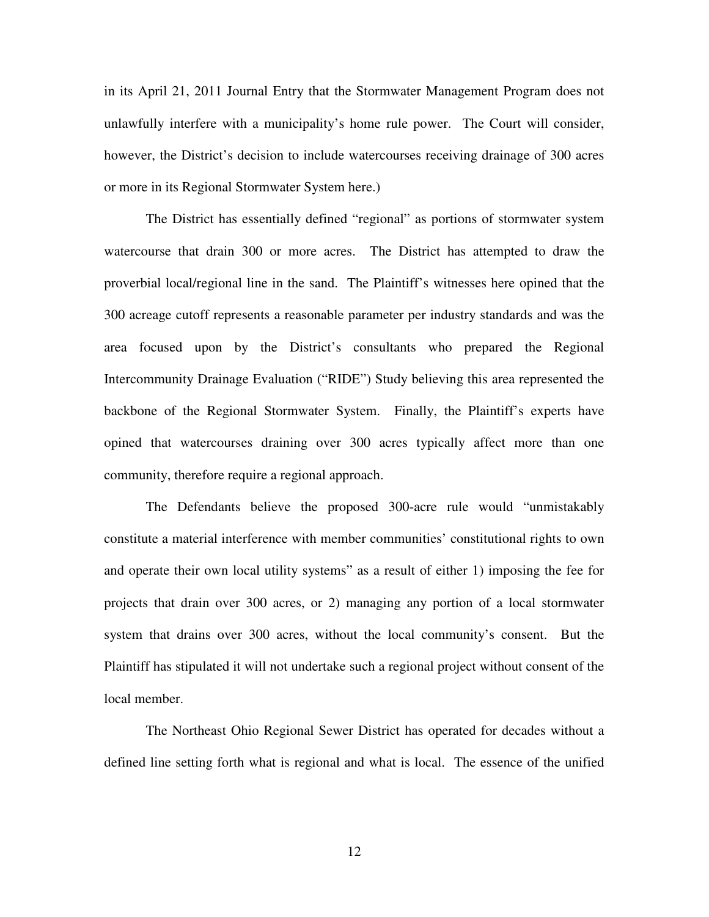in its April 21, 2011 Journal Entry that the Stormwater Management Program does not unlawfully interfere with a municipality's home rule power. The Court will consider, however, the District's decision to include watercourses receiving drainage of 300 acres or more in its Regional Stormwater System here.)

The District has essentially defined "regional" as portions of stormwater system watercourse that drain 300 or more acres. The District has attempted to draw the proverbial local/regional line in the sand. The Plaintiff's witnesses here opined that the 300 acreage cutoff represents a reasonable parameter per industry standards and was the area focused upon by the District's consultants who prepared the Regional Intercommunity Drainage Evaluation ("RIDE") Study believing this area represented the backbone of the Regional Stormwater System. Finally, the Plaintiff's experts have opined that watercourses draining over 300 acres typically affect more than one community, therefore require a regional approach.

The Defendants believe the proposed 300-acre rule would "unmistakably constitute a material interference with member communities' constitutional rights to own and operate their own local utility systems" as a result of either 1) imposing the fee for projects that drain over 300 acres, or 2) managing any portion of a local stormwater system that drains over 300 acres, without the local community's consent. But the Plaintiff has stipulated it will not undertake such a regional project without consent of the local member.

The Northeast Ohio Regional Sewer District has operated for decades without a defined line setting forth what is regional and what is local. The essence of the unified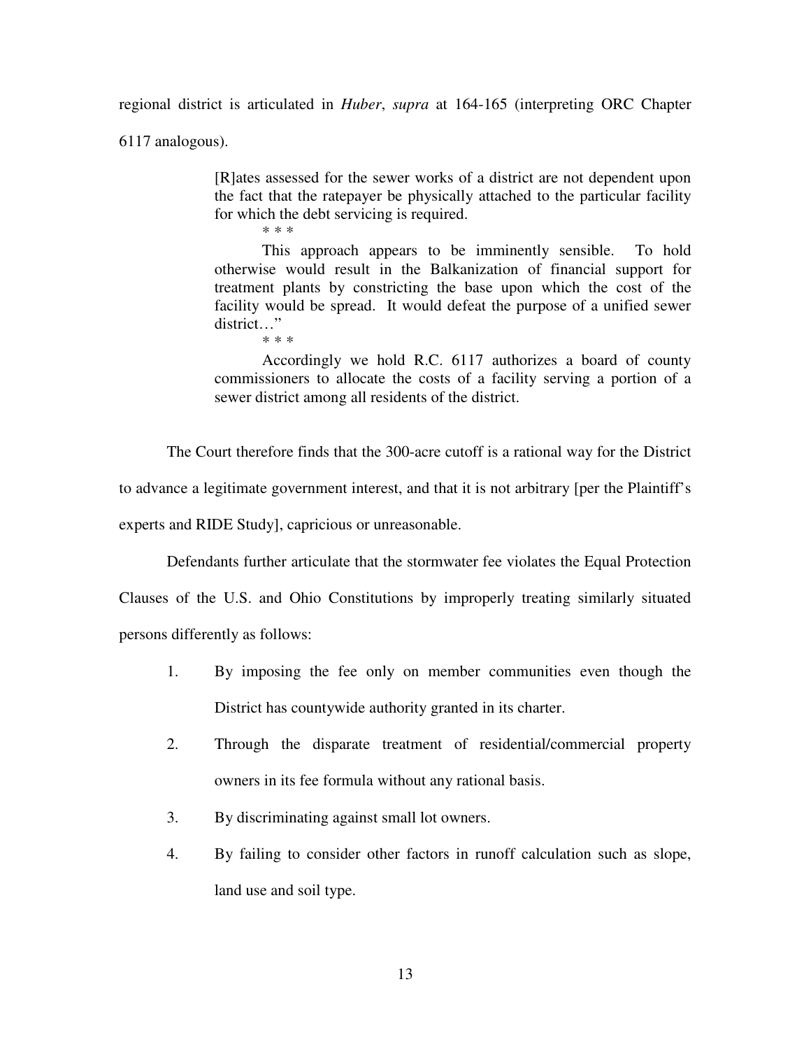regional district is articulated in *Huber*, *supra* at 164-165 (interpreting ORC Chapter 6117 analogous).

> [R]ates assessed for the sewer works of a district are not dependent upon the fact that the ratepayer be physically attached to the particular facility for which the debt servicing is required.
>
> \* \* \*
>
> This approach appears to be imminently sensible. To hold otherwise would result in the Balkanization of financial support for treatment plants by constricting the base upon which the cost of the facility would be spread. It would defeat the purpose of a unified sewer district…"
>
> \* \* \*
>
> Accordingly we hold R.C. 6117 authorizes a board of county commissioners to allocate the costs of a facility serving a portion of a sewer district among all residents of the district.

The Court therefore finds that the 300-acre cutoff is a rational way for the District to advance a legitimate government interest, and that it is not arbitrary [per the Plaintiff's experts and RIDE Study], capricious or unreasonable.

Defendants further articulate that the stormwater fee violates the Equal Protection Clauses of the U.S. and Ohio Constitutions by improperly treating similarly situated persons differently as follows:

1. By imposing the fee only on member communities even though the District has countywide authority granted in its charter.
2. Through the disparate treatment of residential/commercial property owners in its fee formula without any rational basis.
3. By discriminating against small lot owners.
4. By failing to consider other factors in runoff calculation such as slope, land use and soil type.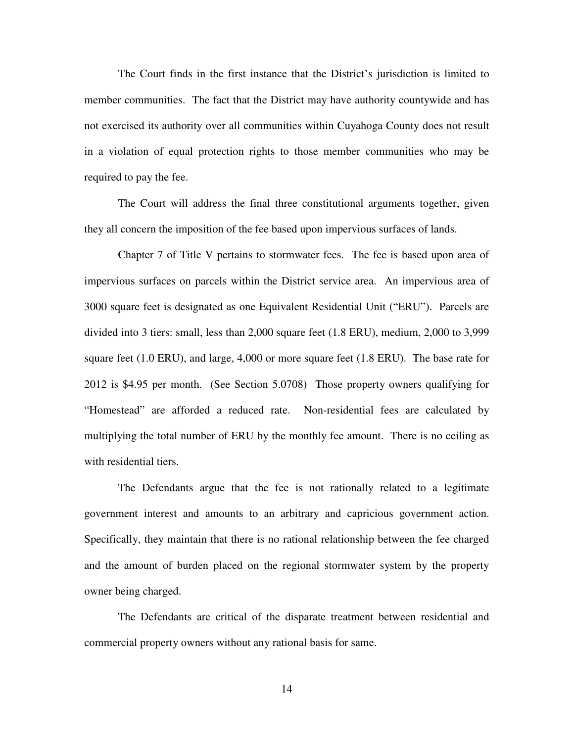The Court finds in the first instance that the District's jurisdiction is limited to member communities. The fact that the District may have authority countywide and has not exercised its authority over all communities within Cuyahoga County does not result in a violation of equal protection rights to those member communities who may be required to pay the fee.

The Court will address the final three constitutional arguments together, given they all concern the imposition of the fee based upon impervious surfaces of lands.

Chapter 7 of Title V pertains to stormwater fees. The fee is based upon area of impervious surfaces on parcels within the District service area. An impervious area of 3000 square feet is designated as one Equivalent Residential Unit ("ERU"). Parcels are divided into 3 tiers: small, less than 2,000 square feet (1.8 ERU), medium, 2,000 to 3,999 square feet (1.0 ERU), and large, 4,000 or more square feet (1.8 ERU). The base rate for 2012 is $4.95 per month. (See Section 5.0708) Those property owners qualifying for "Homestead" are afforded a reduced rate. Non-residential fees are calculated by multiplying the total number of ERU by the monthly fee amount. There is no ceiling as with residential tiers.

The Defendants argue that the fee is not rationally related to a legitimate government interest and amounts to an arbitrary and capricious government action. Specifically, they maintain that there is no rational relationship between the fee charged and the amount of burden placed on the regional stormwater system by the property owner being charged.

The Defendants are critical of the disparate treatment between residential and commercial property owners without any rational basis for same.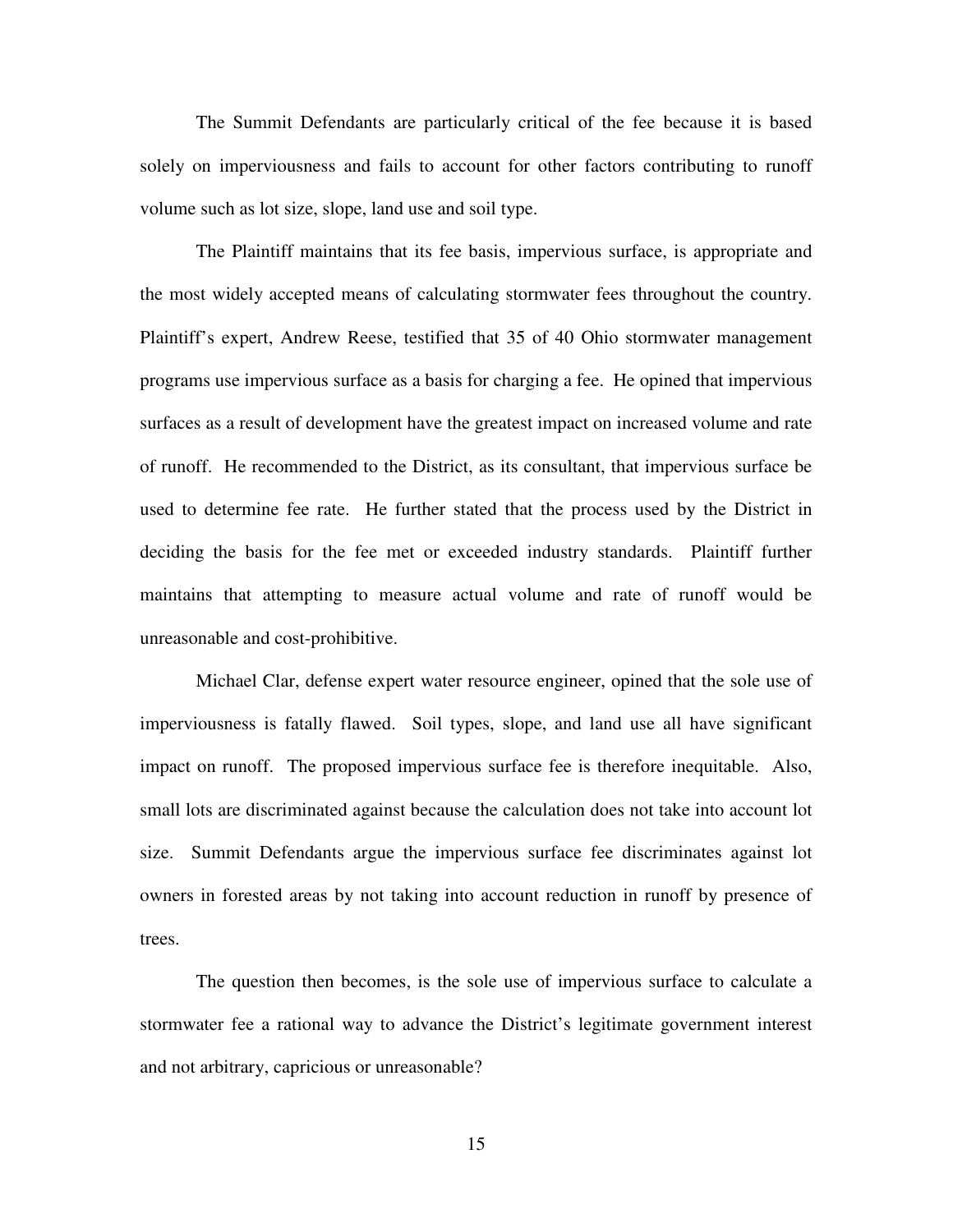The Summit Defendants are particularly critical of the fee because it is based solely on imperviousness and fails to account for other factors contributing to runoff volume such as lot size, slope, land use and soil type.

The Plaintiff maintains that its fee basis, impervious surface, is appropriate and the most widely accepted means of calculating stormwater fees throughout the country. Plaintiff's expert, Andrew Reese, testified that 35 of 40 Ohio stormwater management programs use impervious surface as a basis for charging a fee. He opined that impervious surfaces as a result of development have the greatest impact on increased volume and rate of runoff. He recommended to the District, as its consultant, that impervious surface be used to determine fee rate. He further stated that the process used by the District in deciding the basis for the fee met or exceeded industry standards. Plaintiff further maintains that attempting to measure actual volume and rate of runoff would be unreasonable and cost-prohibitive.

Michael Clar, defense expert water resource engineer, opined that the sole use of imperviousness is fatally flawed. Soil types, slope, and land use all have significant impact on runoff. The proposed impervious surface fee is therefore inequitable. Also, small lots are discriminated against because the calculation does not take into account lot size. Summit Defendants argue the impervious surface fee discriminates against lot owners in forested areas by not taking into account reduction in runoff by presence of trees.

The question then becomes, is the sole use of impervious surface to calculate a stormwater fee a rational way to advance the District's legitimate government interest and not arbitrary, capricious or unreasonable?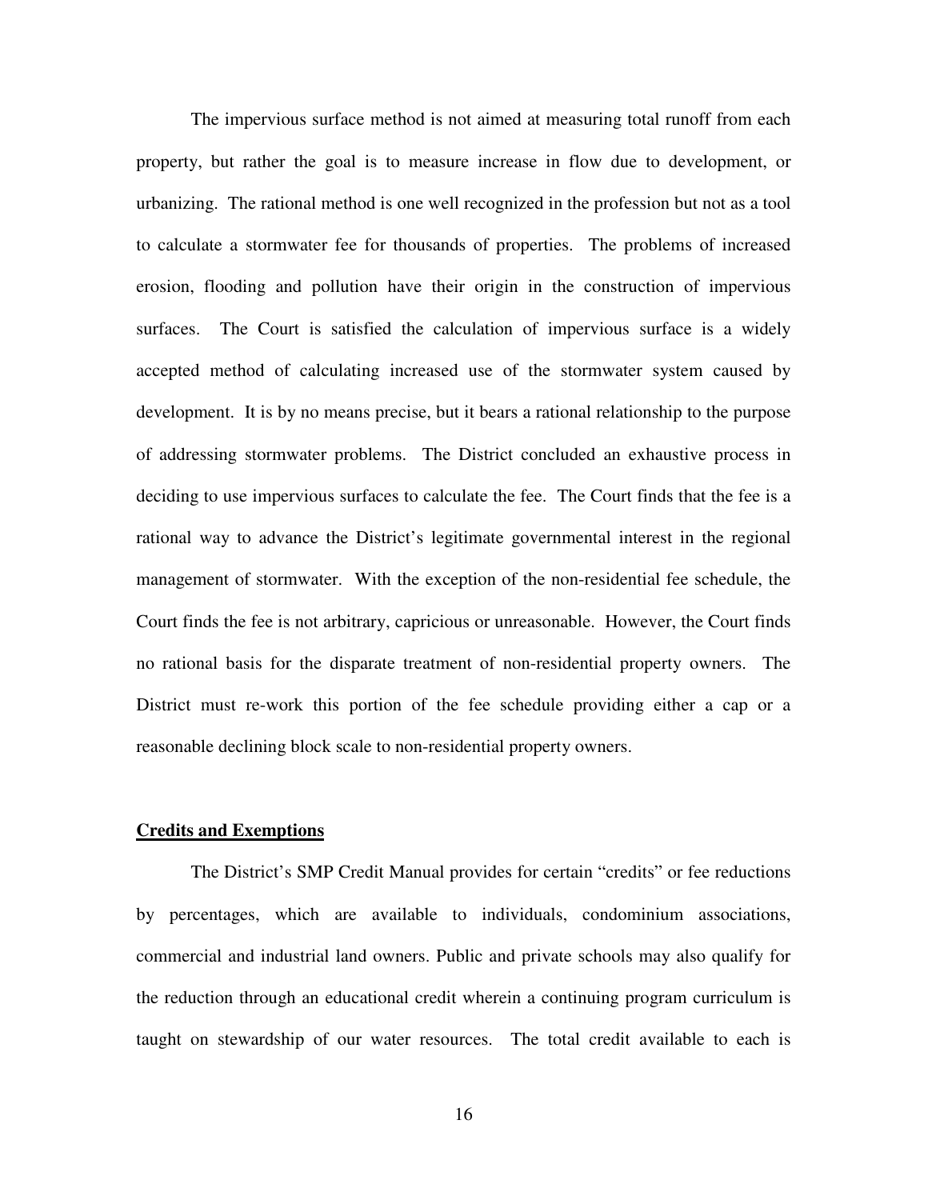The impervious surface method is not aimed at measuring total runoff from each property, but rather the goal is to measure increase in flow due to development, or urbanizing. The rational method is one well recognized in the profession but not as a tool to calculate a stormwater fee for thousands of properties. The problems of increased erosion, flooding and pollution have their origin in the construction of impervious surfaces. The Court is satisfied the calculation of impervious surface is a widely accepted method of calculating increased use of the stormwater system caused by development. It is by no means precise, but it bears a rational relationship to the purpose of addressing stormwater problems. The District concluded an exhaustive process in deciding to use impervious surfaces to calculate the fee. The Court finds that the fee is a rational way to advance the District's legitimate governmental interest in the regional management of stormwater. With the exception of the non-residential fee schedule, the Court finds the fee is not arbitrary, capricious or unreasonable. However, the Court finds no rational basis for the disparate treatment of non-residential property owners. The District must re-work this portion of the fee schedule providing either a cap or a reasonable declining block scale to non-residential property owners.

**Credits and Exemptions**

The District's SMP Credit Manual provides for certain "credits" or fee reductions by percentages, which are available to individuals, condominium associations, commercial and industrial land owners. Public and private schools may also qualify for the reduction through an educational credit wherein a continuing program curriculum is taught on stewardship of our water resources. The total credit available to each is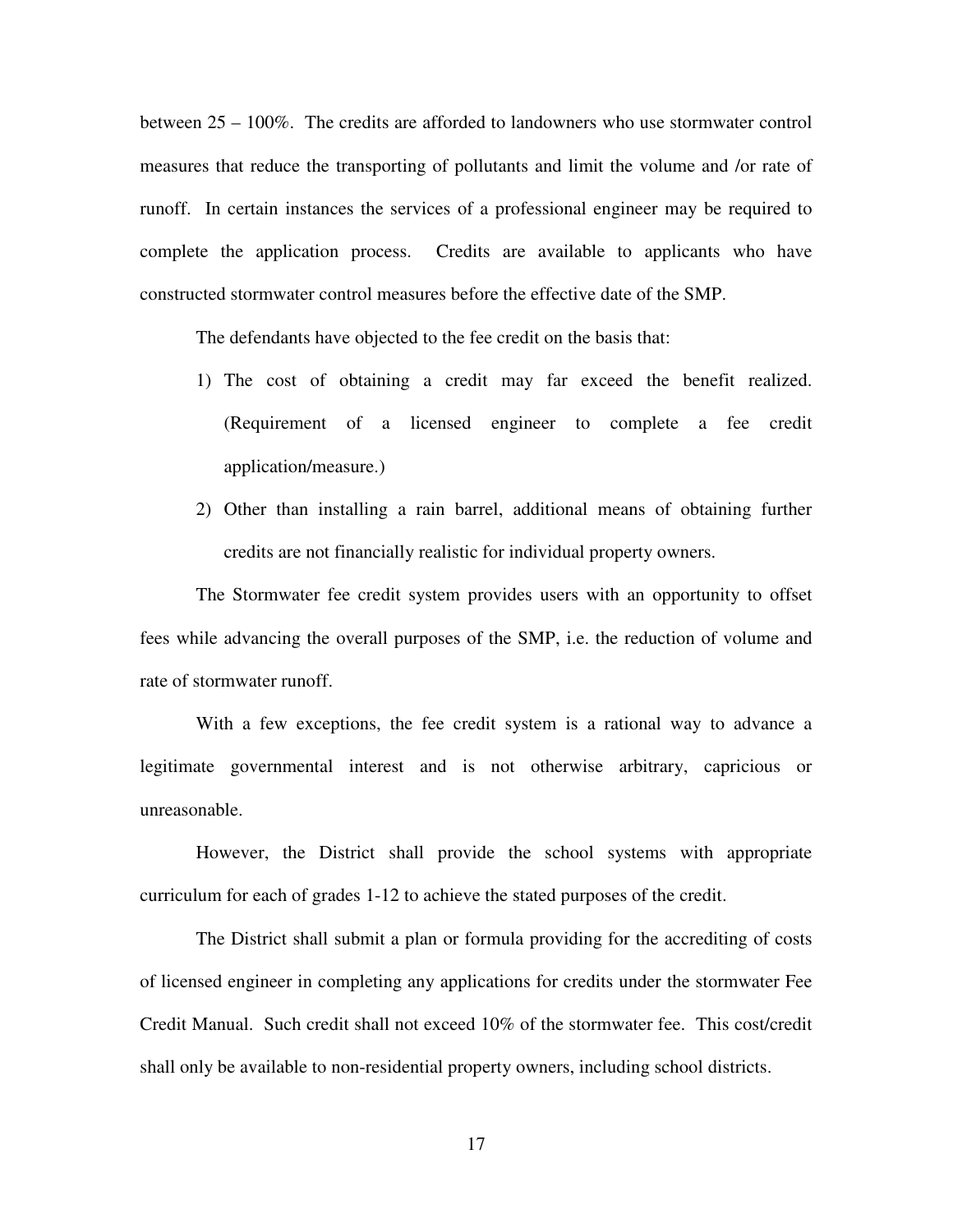between 25 – 100%. The credits are afforded to landowners who use stormwater control measures that reduce the transporting of pollutants and limit the volume and /or rate of runoff. In certain instances the services of a professional engineer may be required to complete the application process. Credits are available to applicants who have constructed stormwater control measures before the effective date of the SMP.

The defendants have objected to the fee credit on the basis that:

1) The cost of obtaining a credit may far exceed the benefit realized. (Requirement of a licensed engineer to complete a fee credit application/measure.)
2) Other than installing a rain barrel, additional means of obtaining further credits are not financially realistic for individual property owners.

The Stormwater fee credit system provides users with an opportunity to offset fees while advancing the overall purposes of the SMP, i.e. the reduction of volume and rate of stormwater runoff.

With a few exceptions, the fee credit system is a rational way to advance a legitimate governmental interest and is not otherwise arbitrary, capricious or unreasonable.

However, the District shall provide the school systems with appropriate curriculum for each of grades 1-12 to achieve the stated purposes of the credit.

The District shall submit a plan or formula providing for the accrediting of costs of licensed engineer in completing any applications for credits under the stormwater Fee Credit Manual. Such credit shall not exceed 10% of the stormwater fee. This cost/credit shall only be available to non-residential property owners, including school districts.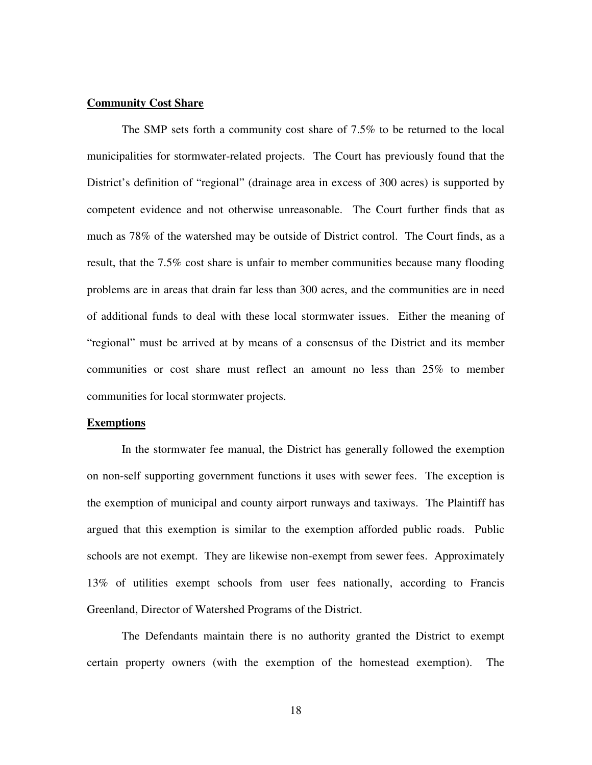**Community Cost Share**

The SMP sets forth a community cost share of 7.5% to be returned to the local municipalities for stormwater-related projects. The Court has previously found that the District's definition of "regional" (drainage area in excess of 300 acres) is supported by competent evidence and not otherwise unreasonable. The Court further finds that as much as 78% of the watershed may be outside of District control. The Court finds, as a result, that the 7.5% cost share is unfair to member communities because many flooding problems are in areas that drain far less than 300 acres, and the communities are in need of additional funds to deal with these local stormwater issues. Either the meaning of "regional" must be arrived at by means of a consensus of the District and its member communities or cost share must reflect an amount no less than 25% to member communities for local stormwater projects.

**Exemptions**

In the stormwater fee manual, the District has generally followed the exemption on non-self supporting government functions it uses with sewer fees. The exception is the exemption of municipal and county airport runways and taxiways. The Plaintiff has argued that this exemption is similar to the exemption afforded public roads. Public schools are not exempt. They are likewise non-exempt from sewer fees. Approximately 13% of utilities exempt schools from user fees nationally, according to Francis Greenland, Director of Watershed Programs of the District.

The Defendants maintain there is no authority granted the District to exempt certain property owners (with the exemption of the homestead exemption). The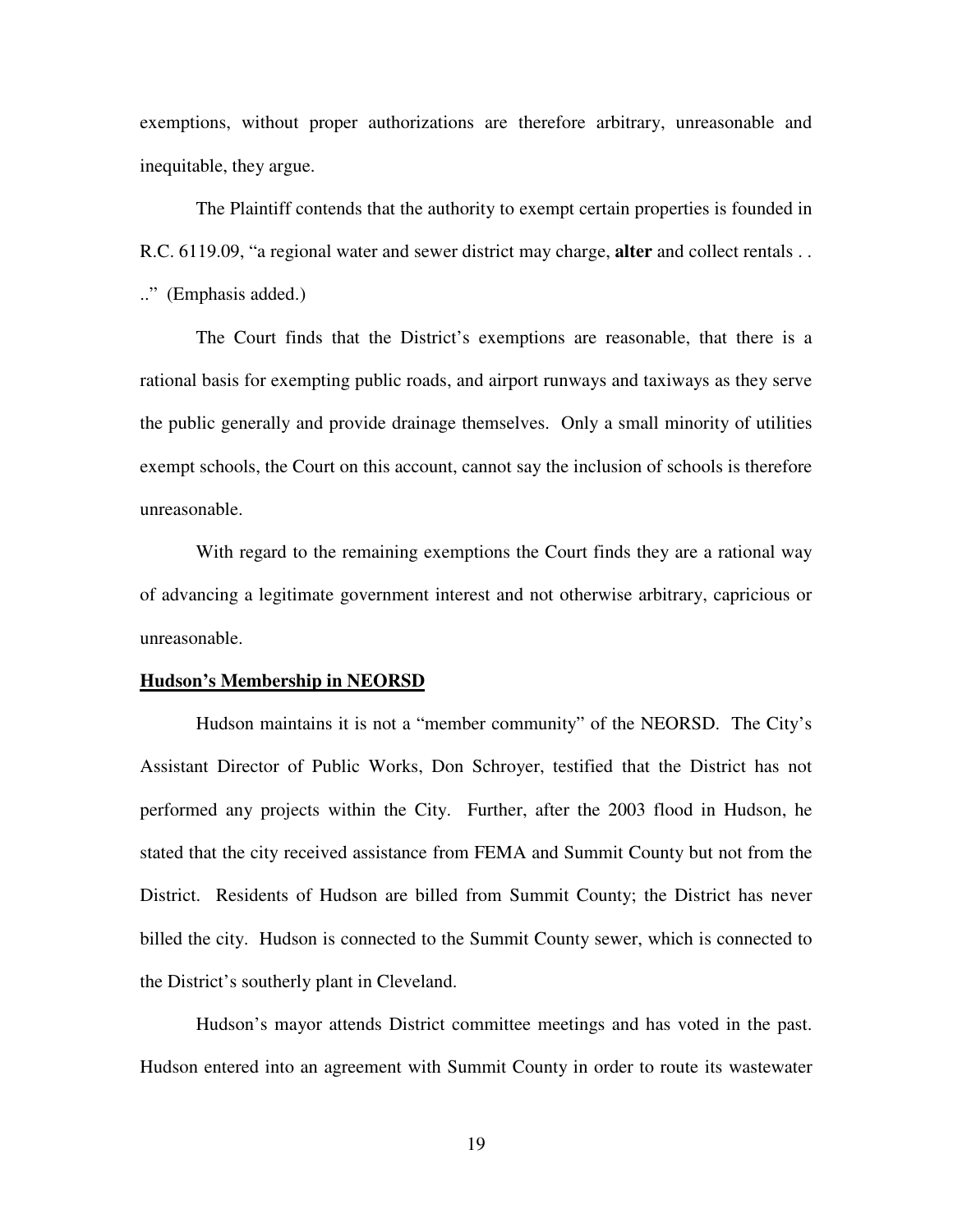exemptions, without proper authorizations are therefore arbitrary, unreasonable and inequitable, they argue.

The Plaintiff contends that the authority to exempt certain properties is founded in R.C. 6119.09, "a regional water and sewer district may charge, **alter** and collect rentals . . . ." (Emphasis added.)

The Court finds that the District's exemptions are reasonable, that there is a rational basis for exempting public roads, and airport runways and taxiways as they serve the public generally and provide drainage themselves. Only a small minority of utilities exempt schools, the Court on this account, cannot say the inclusion of schools is therefore unreasonable.

With regard to the remaining exemptions the Court finds they are a rational way of advancing a legitimate government interest and not otherwise arbitrary, capricious or unreasonable.

**<u>Hudson's Membership in NEORSD</u>**

Hudson maintains it is not a "member community" of the NEORSD. The City's Assistant Director of Public Works, Don Schroyer, testified that the District has not performed any projects within the City. Further, after the 2003 flood in Hudson, he stated that the city received assistance from FEMA and Summit County but not from the District. Residents of Hudson are billed from Summit County; the District has never billed the city. Hudson is connected to the Summit County sewer, which is connected to the District's southerly plant in Cleveland.

Hudson's mayor attends District committee meetings and has voted in the past. Hudson entered into an agreement with Summit County in order to route its wastewater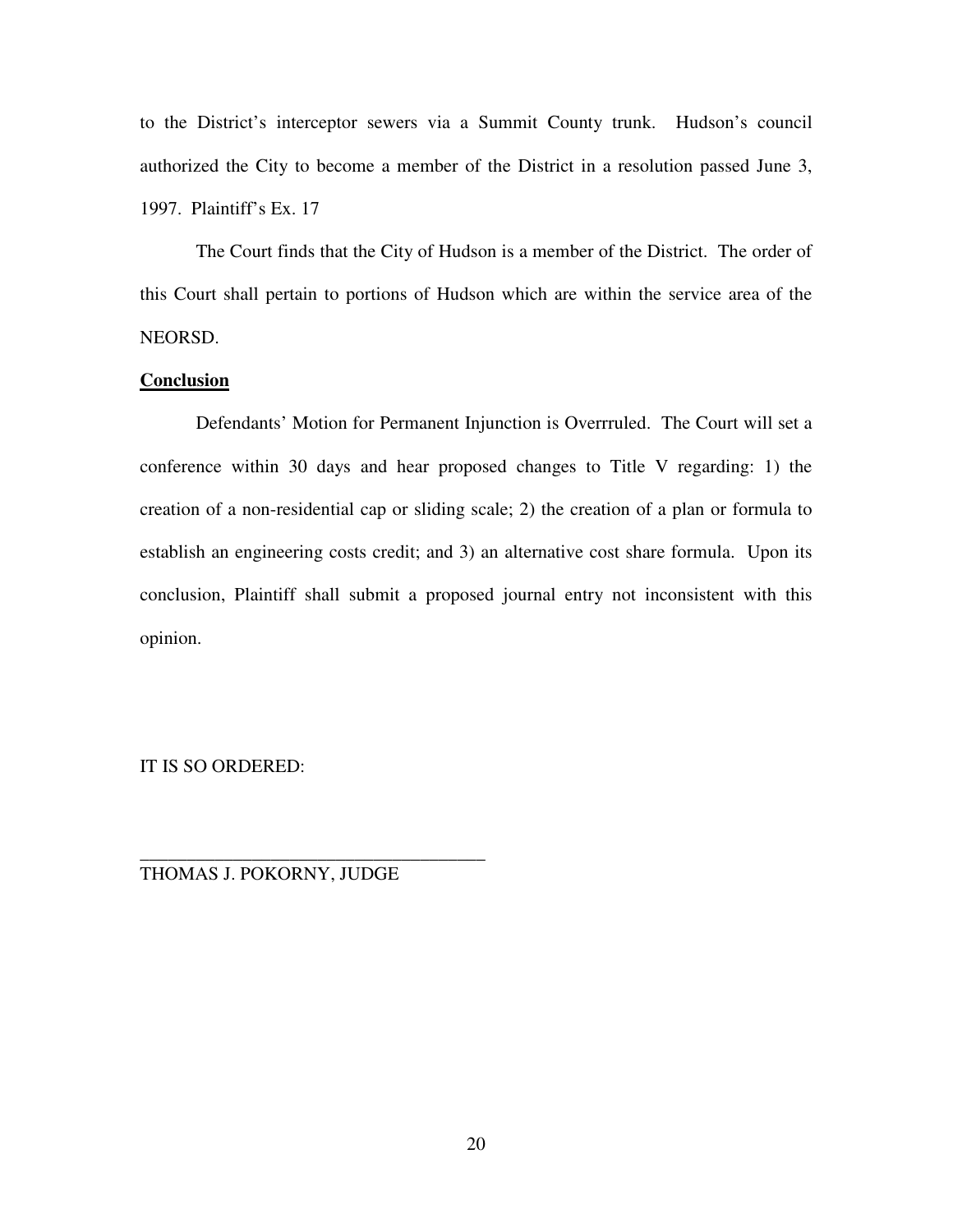to the District's interceptor sewers via a Summit County trunk. Hudson's council authorized the City to become a member of the District in a resolution passed June 3, 1997. Plaintiff's Ex. 17

The Court finds that the City of Hudson is a member of the District. The order of this Court shall pertain to portions of Hudson which are within the service area of the NEORSD.

**Conclusion**

Defendants' Motion for Permanent Injunction is Overrruled. The Court will set a conference within 30 days and hear proposed changes to Title V regarding: 1) the creation of a non-residential cap or sliding scale; 2) the creation of a plan or formula to establish an engineering costs credit; and 3) an alternative cost share formula. Upon its conclusion, Plaintiff shall submit a proposed journal entry not inconsistent with this opinion.

IT IS SO ORDERED:

_____________________________________
THOMAS J. POKORNY, JUDGE